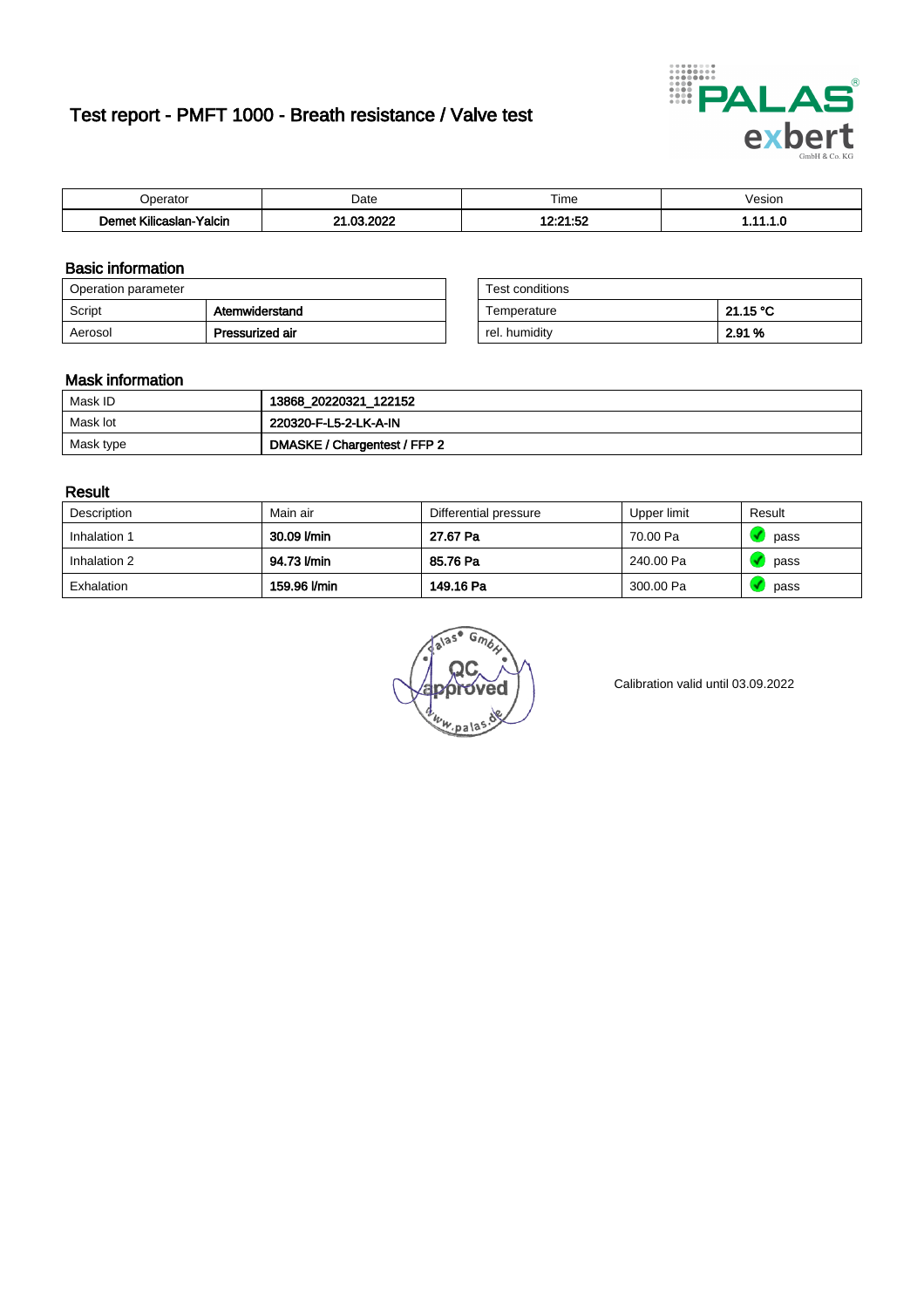# Test report - PMFT 1000 - Breath resistance / Valve test

| Operator | Date | Time | Vesion |
|---|---|---|---|
| **Demet Kilicaslan-Yalcin** | **21.03.2022** | **12:21:52** | **1.11.1.0** |

## Basic information

| Operation parameter | |
|---|---|
| Script | **Atemwiderstand** |
| Aerosol | **Pressurized air** |

| Test conditions | |
|---|---|
| Temperature | **21.15 °C** |
| rel. humidity | **2.91 %** |

## Mask information

| | |
|---|---|
| Mask ID | **13868_20220321_122152** |
| Mask lot | **220320-F-L5-2-LK-A-IN** |
| Mask type | **DMASKE / Chargentest / FFP 2** |

## Result

| Description | Main air | Differential pressure | Upper limit | Result |
|---|---|---|---|---|
| Inhalation 1 | **30.09 l/min** | **27.67 Pa** | 70.00 Pa | pass |
| Inhalation 2 | **94.73 l/min** | **85.76 Pa** | 240.00 Pa | pass |
| Exhalation | **159.96 l/min** | **149.16 Pa** | 300.00 Pa | pass |

Calibration valid until 03.09.2022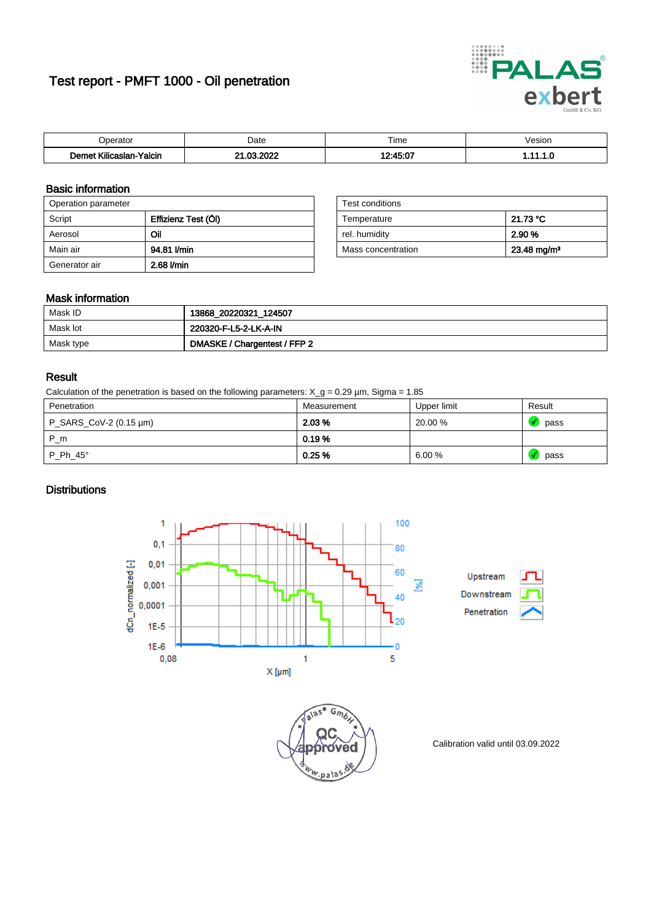# Test report - PMFT 1000 - Oil penetration

PALAS exbert GmbH & Co. KG

| Operator | Date | Time | Vesion |
|---|---|---|---|
| **Demet Kilicaslan-Yalcin** | **21.03.2022** | **12:45:07** | **1.11.1.0** |

## Basic information

| Operation parameter | |
|---|---|
| Script | **Effizienz Test (Öl)** |
| Aerosol | **Oil** |
| Main air | **94.81 l/min** |
| Generator air | **2.68 l/min** |

| Test conditions | |
|---|---|
| Temperature | **21.73 °C** |
| rel. humidity | **2.90 %** |
| Mass concentration | **23.48 mg/m³** |

## Mask information

| | |
|---|---|
| Mask ID | **13868_20220321_124507** |
| Mask lot | **220320-F-L5-2-LK-A-IN** |
| Mask type | **DMASKE / Chargentest / FFP 2** |

## Result

Calculation of the penetration is based on the following parameters: X_g = 0.29 µm, Sigma = 1.85

| Penetration | Measurement | Upper limit | Result |
|---|---|---|---|
| P_SARS_CoV-2 (0.15 µm) | **2.03 %** | 20.00 % | pass |
| P_m | **0.19 %** | | |
| P_Ph_45° | **0.25 %** | 6.00 % | pass |

## Distributions

1
0,1
0,01
0,001
0,0001
1E-5
1E-6
dCn_normalized [-]
100
80
60
40
20
0
[%]
0,08
1
5
X [µm]

Upstream
Downstream
Penetration

Palas® GmbH QC approved www.palas.de

Calibration valid until 03.09.2022